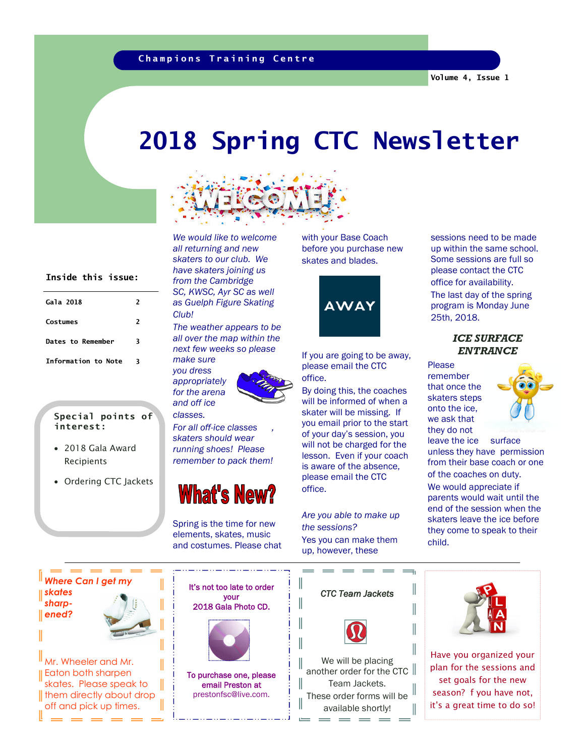Champions Training Centre

Volume 4, Issue 1

# 2018 Spring CTC Newsletter

## Inside this issue:

| | |
|---|---|
| Gala 2018 | 2 |
| Costumes | 2 |
| Dates to Remember | 3 |
| Information to Note | 3 |

**Special points of interest:**

- 2018 Gala Award Recipients
- Ordering CTC Jackets

WELCOME!

*We would like to welcome all returning and new skaters to our club. We have skaters joining us from the Cambridge SC, KWSC, Ayr SC as well as Guelph Figure Skating Club!*

*The weather appears to be all over the map within the next few weeks so please make sure you dress appropriately for the arena and off ice classes.*

*For all off-ice classes, skaters should wear running shoes! Please remember to pack them!*

## What's New?

Spring is the time for new elements, skates, music and costumes. Please chat with your Base Coach before you purchase new skates and blades.

AWAY

If you are going to be away, please email the CTC office.

By doing this, the coaches will be informed of when a skater will be missing. If you email prior to the start of your day's session, you will not be charged for the lesson. Even if your coach is aware of the absence, please email the CTC office.

*Are you able to make up the sessions?*

Yes you can make them up, however, these sessions need to be made up within the same school. Some sessions are full so please contact the CTC office for availability.

The last day of the spring program is Monday June 25th, 2018.

### *ICE SURFACE ENTRANCE*

Please remember that once the skaters steps onto the ice, we ask that they do not leave the ice surface unless they have permission from their base coach or one of the coaches on duty.

We would appreciate if parents would wait until the end of the session when the skaters leave the ice before they come to speak to their child.

***Where Can I get my skates sharp-ened?***

Mr. Wheeler and Mr. Eaton both sharpen skates. Please speak to them directly about drop off and pick up times.

**It's not too late to order your 2018 Gala Photo CD.**

**To purchase one, please email Preston at** prestonfsc@live.com.

*CTC Team Jackets*

We will be placing another order for the CTC Team Jackets.

These order forms will be available shortly!

Have you organized your plan for the sessions and set goals for the new season? f you have not, it's a great time to do so!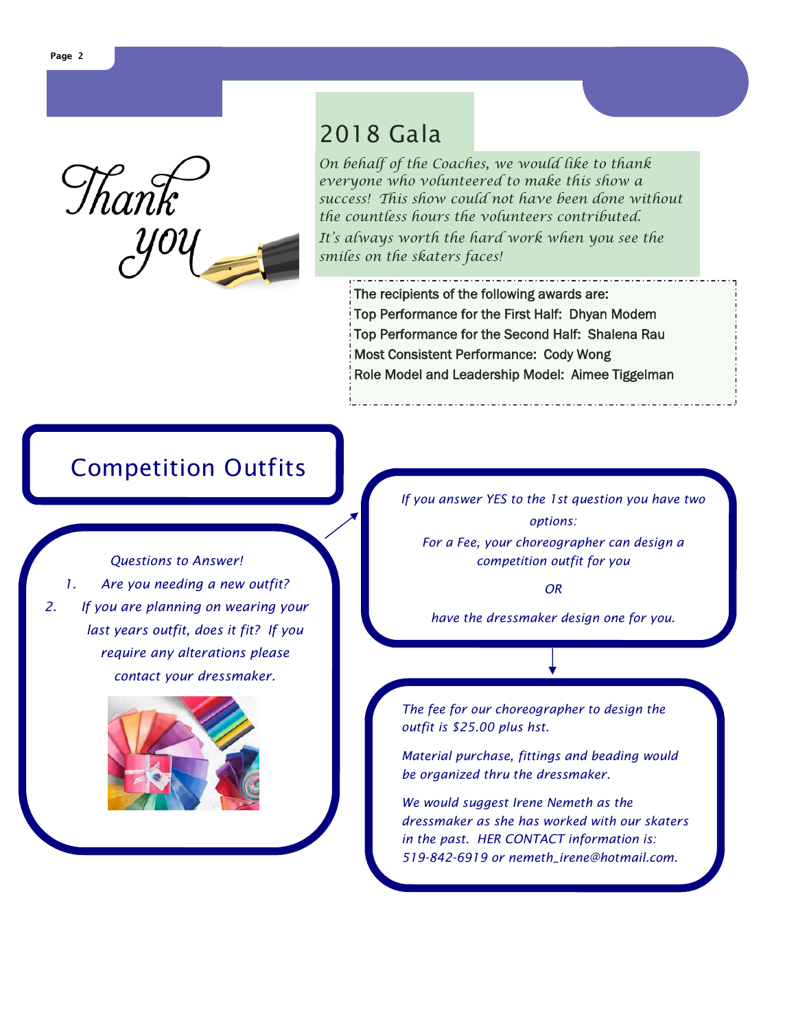Thank you

## 2018 Gala

*On behalf of the Coaches, we would like to thank everyone who volunteered to make this show a success! This show could not have been done without the countless hours the volunteers contributed.*

*It's always worth the hard work when you see the smiles on the skaters faces!*

The recipients of the following awards are:
Top Performance for the First Half: Dhyan Modem
Top Performance for the Second Half: Shalena Rau
Most Consistent Performance: Cody Wong
Role Model and Leadership Model: Aimee Tiggelman

## Competition Outfits

*Questions to Answer!*

1. *Are you needing a new outfit?*
2. *If you are planning on wearing your last years outfit, does it fit? If you require any alterations please contact your dressmaker.*

*If you answer YES to the 1st question you have two options:*

*For a Fee, your choreographer can design a competition outfit for you*

*OR*

*have the dressmaker design one for you.*

*The fee for our choreographer to design the outfit is $25.00 plus hst.*

*Material purchase, fittings and beading would be organized thru the dressmaker.*

*We would suggest Irene Nemeth as the dressmaker as she has worked with our skaters in the past. HER CONTACT information is: 519-842-6919 or nemeth_irene@hotmail.com.*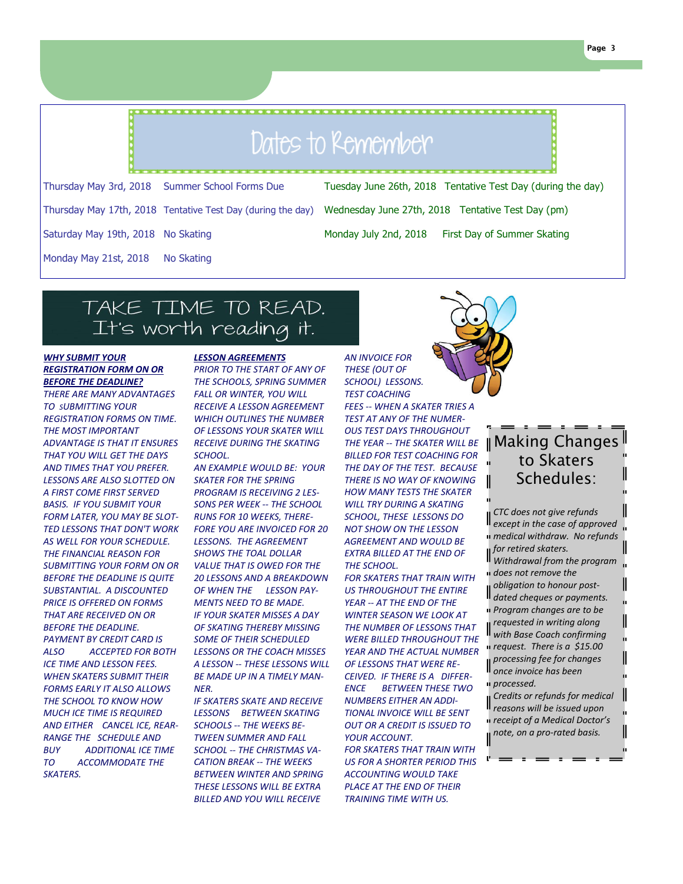# Dates to Remember

| | |
|---|---|
| Thursday May 3rd, 2018 | Summer School Forms Due |
| Thursday May 17th, 2018 | Tentative Test Day (during the day) |
| Saturday May 19th, 2018 | No Skating |
| Monday May 21st, 2018 | No Skating |
| Tuesday June 26th, 2018 | Tentative Test Day (during the day) |
| Wednesday June 27th, 2018 | Tentative Test Day (pm) |
| Monday July 2nd, 2018 | First Day of Summer Skating |

## TAKE TIME TO READ. It's worth reading it.

***WHY SUBMIT YOUR REGISTRATION FORM ON OR BEFORE THE DEADLINE?***

*THERE ARE MANY ADVANTAGES TO SUBMITTING YOUR REGISTRATION FORMS ON TIME. THE MOST IMPORTANT ADVANTAGE IS THAT IT ENSURES THAT YOU WILL GET THE DAYS AND TIMES THAT YOU PREFER. LESSONS ARE ALSO SLOTTED ON A FIRST COME FIRST SERVED BASIS. IF YOU SUBMIT YOUR FORM LATER, YOU MAY BE SLOTTED LESSONS THAT DON'T WORK AS WELL FOR YOUR SCHEDULE. THE FINANCIAL REASON FOR SUBMITTING YOUR FORM ON OR BEFORE THE DEADLINE IS QUITE SUBSTANTIAL. A DISCOUNTED PRICE IS OFFERED ON FORMS THAT ARE RECEIVED ON OR BEFORE THE DEADLINE. PAYMENT BY CREDIT CARD IS ALSO ACCEPTED FOR BOTH ICE TIME AND LESSON FEES. WHEN SKATERS SUBMIT THEIR FORMS EARLY IT ALSO ALLOWS THE SCHOOL TO KNOW HOW MUCH ICE TIME IS REQUIRED AND EITHER CANCEL ICE, REARRANGE THE SCHEDULE AND BUY ADDITIONAL ICE TIME TO ACCOMMODATE THE SKATERS.*

***LESSON AGREEMENTS***

*PRIOR TO THE START OF ANY OF THE SCHOOLS, SPRING SUMMER FALL OR WINTER, YOU WILL RECEIVE A LESSON AGREEMENT WHICH OUTLINES THE NUMBER OF LESSONS YOUR SKATER WILL RECEIVE DURING THE SKATING SCHOOL.*

*AN EXAMPLE WOULD BE: YOUR SKATER FOR THE SPRING PROGRAM IS RECEIVING 2 LESSONS PER WEEK -- THE SCHOOL RUNS FOR 10 WEEKS, THEREFORE YOU ARE INVOICED FOR 20 LESSONS. THE AGREEMENT SHOWS THE TOAL DOLLAR VALUE THAT IS OWED FOR THE 20 LESSONS AND A BREAKDOWN OF WHEN THE LESSON PAYMENTS NEED TO BE MADE.*

*IF YOUR SKATER MISSES A DAY OF SKATING THEREBY MISSING SOME OF THEIR SCHEDULED LESSONS OR THE COACH MISSES A LESSON -- THESE LESSONS WILL BE MADE UP IN A TIMELY MANNER.*

*IF SKATERS SKATE AND RECEIVE LESSONS BETWEEN SKATING SCHOOLS -- THE WEEKS BETWEEN SUMMER AND FALL SCHOOL -- THE CHRISTMAS VACATION BREAK -- THE WEEKS BETWEEN WINTER AND SPRING THESE LESSONS WILL BE EXTRA BILLED AND YOU WILL RECEIVE AN INVOICE FOR THESE (OUT OF SCHOOL) LESSONS.*

*TEST COACHING FEES -- WHEN A SKATER TRIES A TEST AT ANY OF THE NUMEROUS TEST DAYS THROUGHOUT THE YEAR -- THE SKATER WILL BE BILLED FOR TEST COACHING FOR THE DAY OF THE TEST. BECAUSE THERE IS NO WAY OF KNOWING HOW MANY TESTS THE SKATER WILL TRY DURING A SKATING SCHOOL, THESE LESSONS DO NOT SHOW ON THE LESSON AGREEMENT AND WOULD BE EXTRA BILLED AT THE END OF THE SCHOOL.*

*FOR SKATERS THAT TRAIN WITH US THROUGHOUT THE ENTIRE YEAR -- AT THE END OF THE WINTER SEASON WE LOOK AT THE NUMBER OF LESSONS THAT WERE BILLED THROUGHOUT THE YEAR AND THE ACTUAL NUMBER OF LESSONS THAT WERE RECEIVED. IF THERE IS A DIFFERENCE BETWEEN THESE TWO NUMBERS EITHER AN ADDITIONAL INVOICE WILL BE SENT OUT OR A CREDIT IS ISSUED TO YOUR ACCOUNT.*

*FOR SKATERS THAT TRAIN WITH US FOR A SHORTER PERIOD THIS ACCOUNTING WOULD TAKE PLACE AT THE END OF THEIR TRAINING TIME WITH US.*

## Making Changes to Skaters Schedules:

*CTC does not give refunds except in the case of approved medical withdraw. No refunds for retired skaters. Withdrawal from the program does not remove the obligation to honour post-dated cheques or payments. Program changes are to be requested in writing along with Base Coach confirming request. There is a $15.00 processing fee for changes once invoice has been processed. Credits or refunds for medical reasons will be issued upon receipt of a Medical Doctor's note, on a pro-rated basis.*